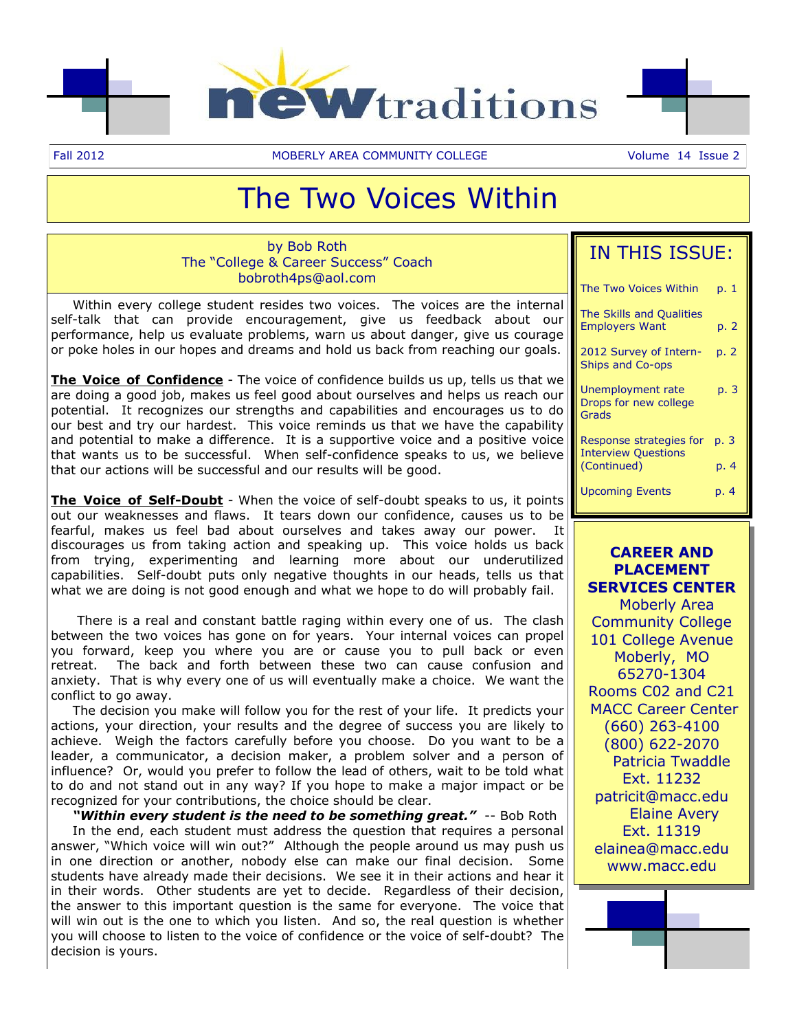# new traditions

Fall 2012 MOBERLY AREA COMMUNITY COLLEGE Volume 14 Issue 2

# The Two Voices Within

by Bob Roth
The "College & Career Success" Coach
bobroth4ps@aol.com

Within every college student resides two voices. The voices are the internal self-talk that can provide encouragement, give us feedback about our performance, help us evaluate problems, warn us about danger, give us courage or poke holes in our hopes and dreams and hold us back from reaching our goals.

**The Voice of Confidence** - The voice of confidence builds us up, tells us that we are doing a good job, makes us feel good about ourselves and helps us reach our potential. It recognizes our strengths and capabilities and encourages us to do our best and try our hardest. This voice reminds us that we have the capability and potential to make a difference. It is a supportive voice and a positive voice that wants us to be successful. When self-confidence speaks to us, we believe that our actions will be successful and our results will be good.

**The Voice of Self-Doubt** - When the voice of self-doubt speaks to us, it points out our weaknesses and flaws. It tears down our confidence, causes us to be fearful, makes us feel bad about ourselves and takes away our power. It discourages us from taking action and speaking up. This voice holds us back from trying, experimenting and learning more about our underutilized capabilities. Self-doubt puts only negative thoughts in our heads, tells us that what we are doing is not good enough and what we hope to do will probably fail.

There is a real and constant battle raging within every one of us. The clash between the two voices has gone on for years. Your internal voices can propel you forward, keep you where you are or cause you to pull back or even retreat. The back and forth between these two can cause confusion and anxiety. That is why every one of us will eventually make a choice. We want the conflict to go away.

The decision you make will follow you for the rest of your life. It predicts your actions, your direction, your results and the degree of success you are likely to achieve. Weigh the factors carefully before you choose. Do you want to be a leader, a communicator, a decision maker, a problem solver and a person of influence? Or, would you prefer to follow the lead of others, wait to be told what to do and not stand out in any way? If you hope to make a major impact or be recognized for your contributions, the choice should be clear.

***"Within every student is the need to be something great."*** -- Bob Roth

In the end, each student must address the question that requires a personal answer, "Which voice will win out?" Although the people around us may push us in one direction or another, nobody else can make our final decision. Some students have already made their decisions. We see it in their actions and hear it in their words. Other student are yet to decide. Regardless of their decision, the answer to this important question is the same for everyone. The voice that will win out is the one to which you listen. And so, the real question is whether you will choose to listen to the voice of confidence or the voice of self-doubt? The decision is yours.

## IN THIS ISSUE:

| | |
|---|---|
| The Two Voices Within | p. 1 |
| The Skills and Qualities Employers Want | p. 2 |
| 2012 Survey of Intern-Ships and Co-ops | p. 2 |
| Unemployment rate Drops for new college Grads | p. 3 |
| Response strategies for Interview Questions (Continued) | p. 3 p. 4 |
| Upcoming Events | p. 4 |

**CAREER AND PLACEMENT SERVICES CENTER**
Moberly Area Community College
101 College Avenue
Moberly, MO 65270-1304
Rooms C02 and C21
MACC Career Center
(660) 263-4100
(800) 622-2070
Patricia Twaddle
Ext. 11232
patricit@macc.edu
Elaine Avery
Ext. 11319
elainea@macc.edu
www.macc.edu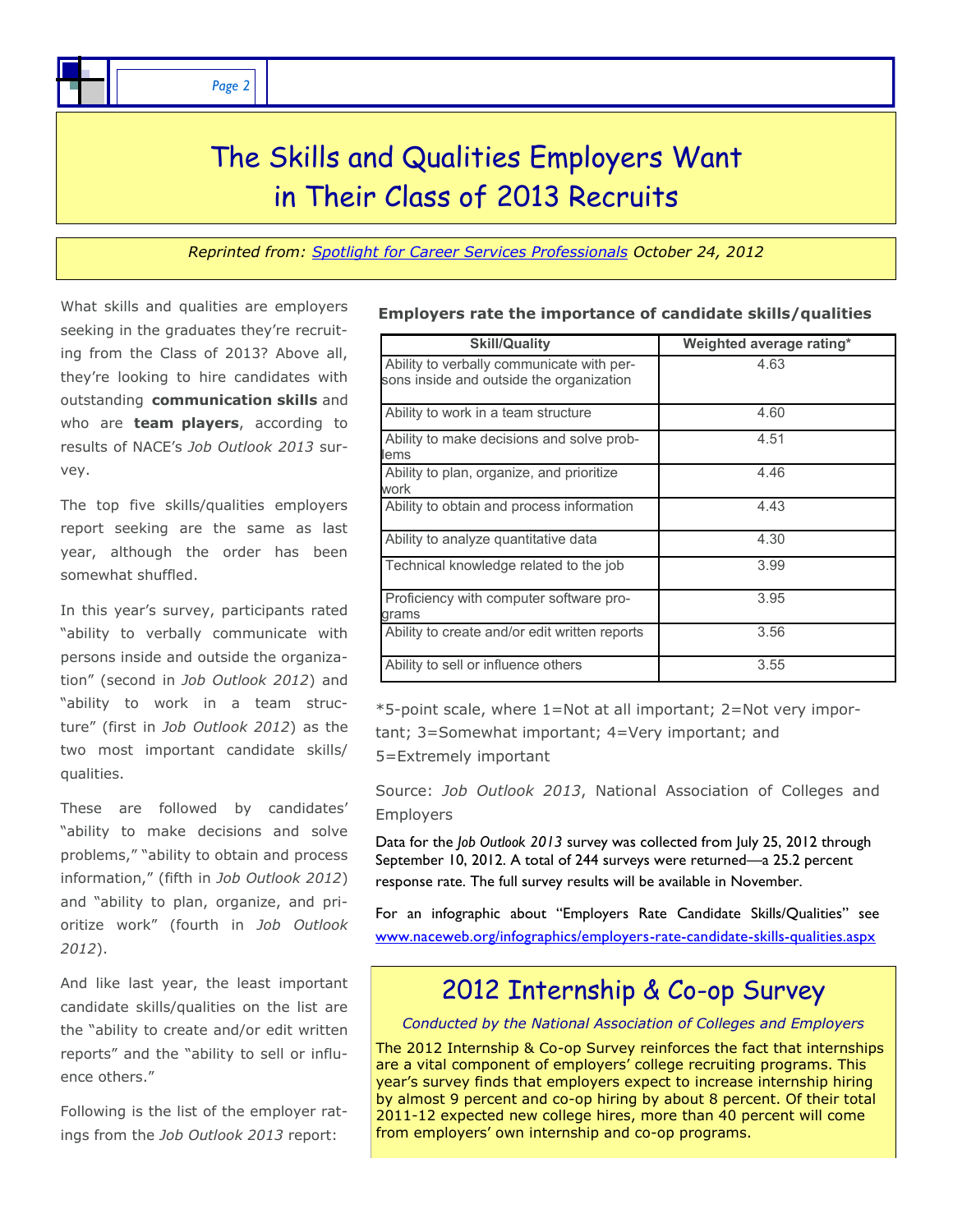# The Skills and Qualities Employers Want in Their Class of 2013 Recruits

*Reprinted from: [Spotlight for Career Services Professionals](#) October 24, 2012*

What skills and qualities are employers seeking in the graduates they're recruiting from the Class of 2013? Above all, they're looking to hire candidates with outstanding **communication skills** and who are **team players**, according to results of NACE's *Job Outlook 2013* survey.

The top five skills/qualities employers report seeking are the same as last year, although the order has been somewhat shuffled.

In this year's survey, participants rated "ability to verbally communicate with persons inside and outside the organization" (second in *Job Outlook 2012*) and "ability to work in a team structure" (first in *Job Outlook 2012*) as the two most important candidate skills/qualities.

These are followed by candidates' "ability to make decisions and solve problems," "ability to obtain and process information," (fifth in *Job Outlook 2012*) and "ability to plan, organize, and prioritize work" (fourth in *Job Outlook 2012*).

And like last year, the least important candidate skills/qualities on the list are the "ability to create and/or edit written reports" and the "ability to sell or influence others."

Following is the list of the employer ratings from the *Job Outlook 2013* report:

**Employers rate the importance of candidate skills/qualities**

| Skill/Quality | Weighted average rating* |
|---|---|
| Ability to verbally communicate with persons inside and outside the organization | 4.63 |
| Ability to work in a team structure | 4.60 |
| Ability to make decisions and solve problems | 4.51 |
| Ability to plan, organize, and prioritize work | 4.46 |
| Ability to obtain and process information | 4.43 |
| Ability to analyze quantitative data | 4.30 |
| Technical knowledge related to the job | 3.99 |
| Proficiency with computer software programs | 3.95 |
| Ability to create and/or edit written reports | 3.56 |
| Ability to sell or influence others | 3.55 |

*5-point scale, where 1=Not at all important; 2=Not very important; 3=Somewhat important; 4=Very important; and 5=Extremely important

Source: *Job Outlook 2013*, National Association of Colleges and Employers

Data for the *Job Outlook 2013* survey was collected from July 25, 2012 through September 10, 2012. A total of 244 surveys were returned—a 25.2 percent response rate. The full survey results will be available in November.

For an infographic about "Employers Rate Candidate Skills/Qualities" see [www.naceweb.org/infographics/employers-rate-candidate-skills-qualities.aspx](www.naceweb.org/infographics/employers-rate-candidate-skills-qualities.aspx)

## 2012 Internship & Co-op Survey

*Conducted by the National Association of Colleges and Employers*

The 2012 Internship & Co-op Survey reinforces the fact that internships are a vital component of employers' college recruiting programs. This year's survey finds that employers expect to increase internship hiring by almost 9 percent and co-op hiring by about 8 percent. Of their total 2011-12 expected new college hires, more than 40 percent will come from employers' own internship and co-op programs.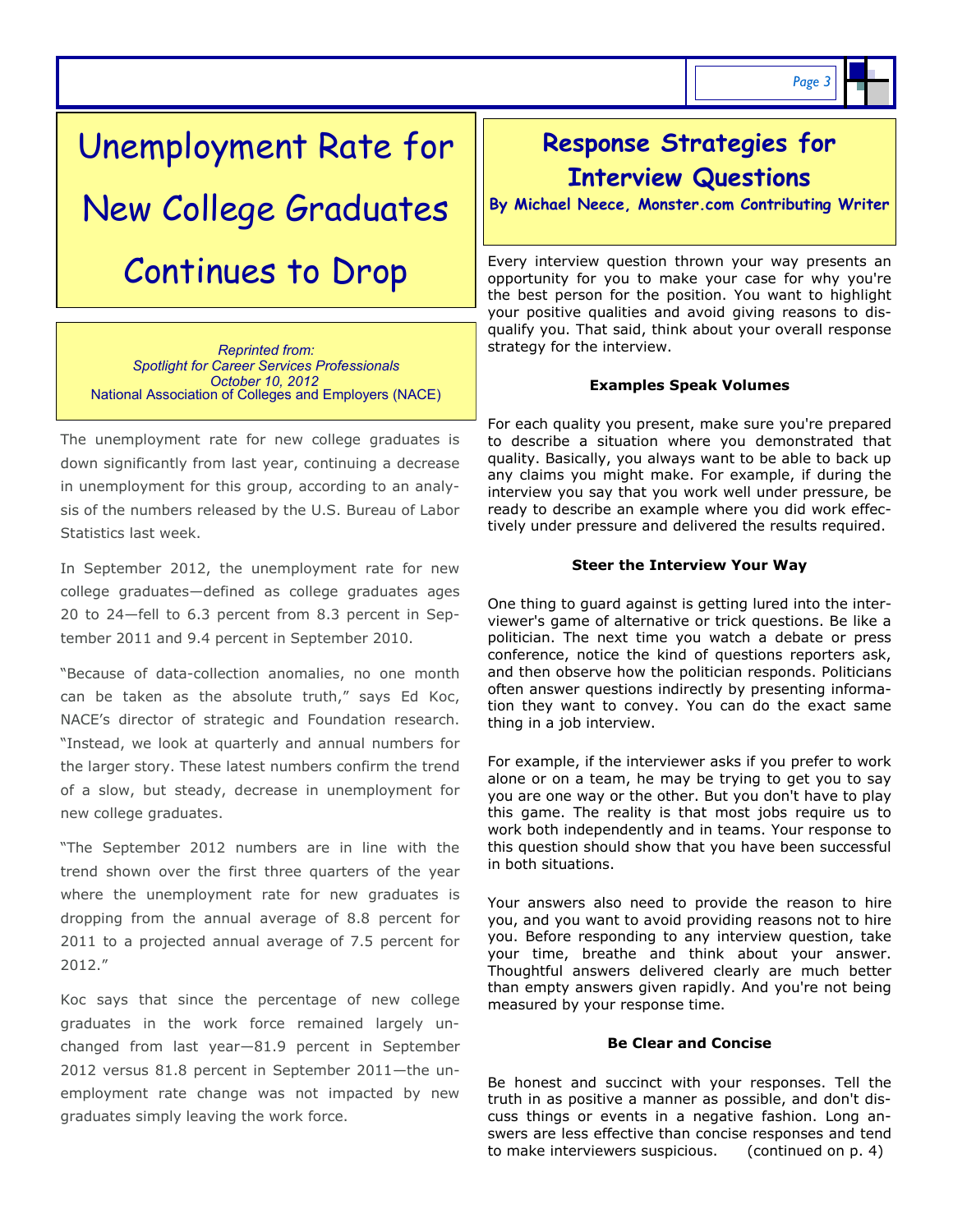# Unemployment Rate for New College Graduates Continues to Drop

*Reprinted from:*
*Spotlight for Career Services Professionals*
*October 10, 2012*
National Association of Colleges and Employers (NACE)

The unemployment rate for new college graduates is down significantly from last year, continuing a decrease in unemployment for this group, according to an analysis of the numbers released by the U.S. Bureau of Labor Statistics last week.

In September 2012, the unemployment rate for new college graduates—defined as college graduates ages 20 to 24—fell to 6.3 percent from 8.3 percent in September 2011 and 9.4 percent in September 2010.

"Because of data-collection anomalies, no one month can be taken as the absolute truth," says Ed Koc, NACE's director of strategic and Foundation research. "Instead, we look at quarterly and annual numbers for the larger story. These latest numbers confirm the trend of a slow, but steady, decrease in unemployment for new college graduates.

"The September 2012 numbers are in line with the trend shown over the first three quarters of the year where the unemployment rate for new graduates is dropping from the annual average of 8.8 percent for 2011 to a projected annual average of 7.5 percent for 2012."

Koc says that since the percentage of new college graduates in the work force remained largely unchanged from last year—81.9 percent in September 2012 versus 81.8 percent in September 2011—the unemployment rate change was not impacted by new graduates simply leaving the work force.

# Response Strategies for Interview Questions

**By Michael Neece, Monster.com Contributing Writer**

Every interview question thrown your way presents an opportunity for you to make your case for why you're the best person for the position. You want to highlight your positive qualities and avoid giving reasons to disqualify you. That said, think about your overall response strategy for the interview.

### Examples Speak Volumes

For each quality you present, make sure you're prepared to describe a situation where you demonstrated that quality. Basically, you always want to be able to back up any claims you might make. For example, if during the interview you say that you work well under pressure, be ready to describe an example where you did work effectively under pressure and delivered the results required.

### Steer the Interview Your Way

One thing to guard against is getting lured into the interviewer's game of alternative or trick questions. Be like a politician. The next time you watch a debate or press conference, notice the kind of questions reporters ask, and then observe how the politician responds. Politicians often answer questions indirectly by presenting information they want to convey. You can do the exact same thing in a job interview.

For example, if the interviewer asks if you prefer to work alone or on a team, he may be trying to get you to say you are one way or the other. But you don't have to play this game. The reality is that most jobs require us to work both independently and in teams. Your response to this question should show that you have been successful in both situations.

Your answers also need to provide the reason to hire you, and you want to avoid providing reasons not to hire you. Before responding to any interview question, take your time, breathe and think about your answer. Thoughtful answers delivered clearly are much better than empty answers given rapidly. And you're not being measured by your response time.

### Be Clear and Concise

Be honest and succinct with your responses. Tell the truth in as positive a manner as possible, and don't discuss things or events in a negative fashion. Long answers are less effective than concise responses and tend to make interviewers suspicious. (continued on p. 4)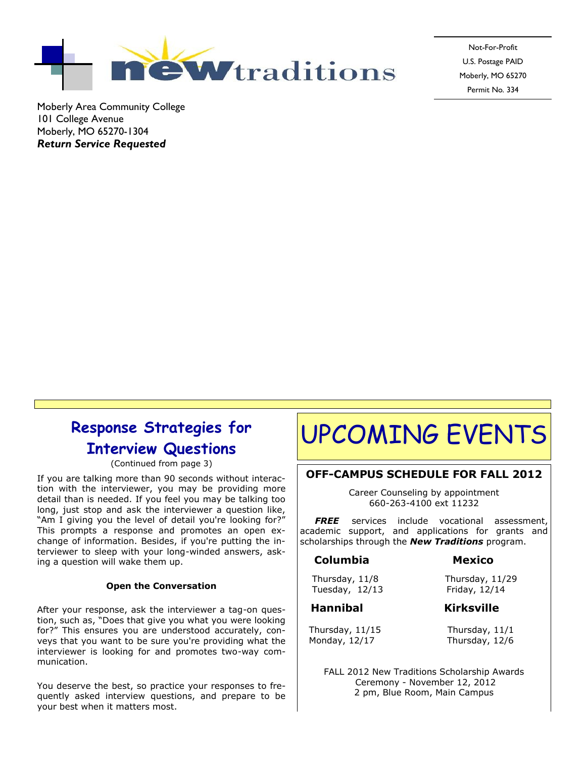# new traditions

Moberly Area Community College
101 College Avenue
Moberly, MO 65270-1304
***Return Service Requested***

Not-For-Profit
U.S. Postage PAID
Moberly, MO 65270
Permit No. 334

## Response Strategies for Interview Questions

(Continued from page 3)

If you are talking more than 90 seconds without interaction with the interviewer, you may be providing more detail than is needed. If you feel you may be talking too long, just stop and ask the interviewer a question like, "Am I giving you the level of detail you're looking for?" This prompts a response and promotes an open exchange of information. Besides, if you're putting the interviewer to sleep with your long-winded answers, asking a question will wake them up.

**Open the Conversation**

After your response, ask the interviewer a tag-on question, such as, "Does that give you what you were looking for?" This ensures you are understood accurately, conveys that you want to be sure you're providing what the interviewer is looking for and promotes two-way communication.

You deserve the best, so practice your responses to frequently asked interview questions, and prepare to be your best when it matters most.

## UPCOMING EVENTS

### OFF-CAMPUS SCHEDULE FOR FALL 2012

Career Counseling by appointment
660-263-4100 ext 11232

***FREE*** services include vocational assessment, academic support, and applications for grants and scholarships through the ***New Traditions*** program.

**Columbia**

Thursday, 11/8
Tuesday, 12/13

**Mexico**

Thursday, 11/29
Friday, 12/14

**Hannibal**

Thursday, 11/15
Monday, 12/17

**Kirksville**

Thursday, 11/1
Thursday, 12/6

FALL 2012 New Traditions Scholarship Awards Ceremony - November 12, 2012
2 pm, Blue Room, Main Campus